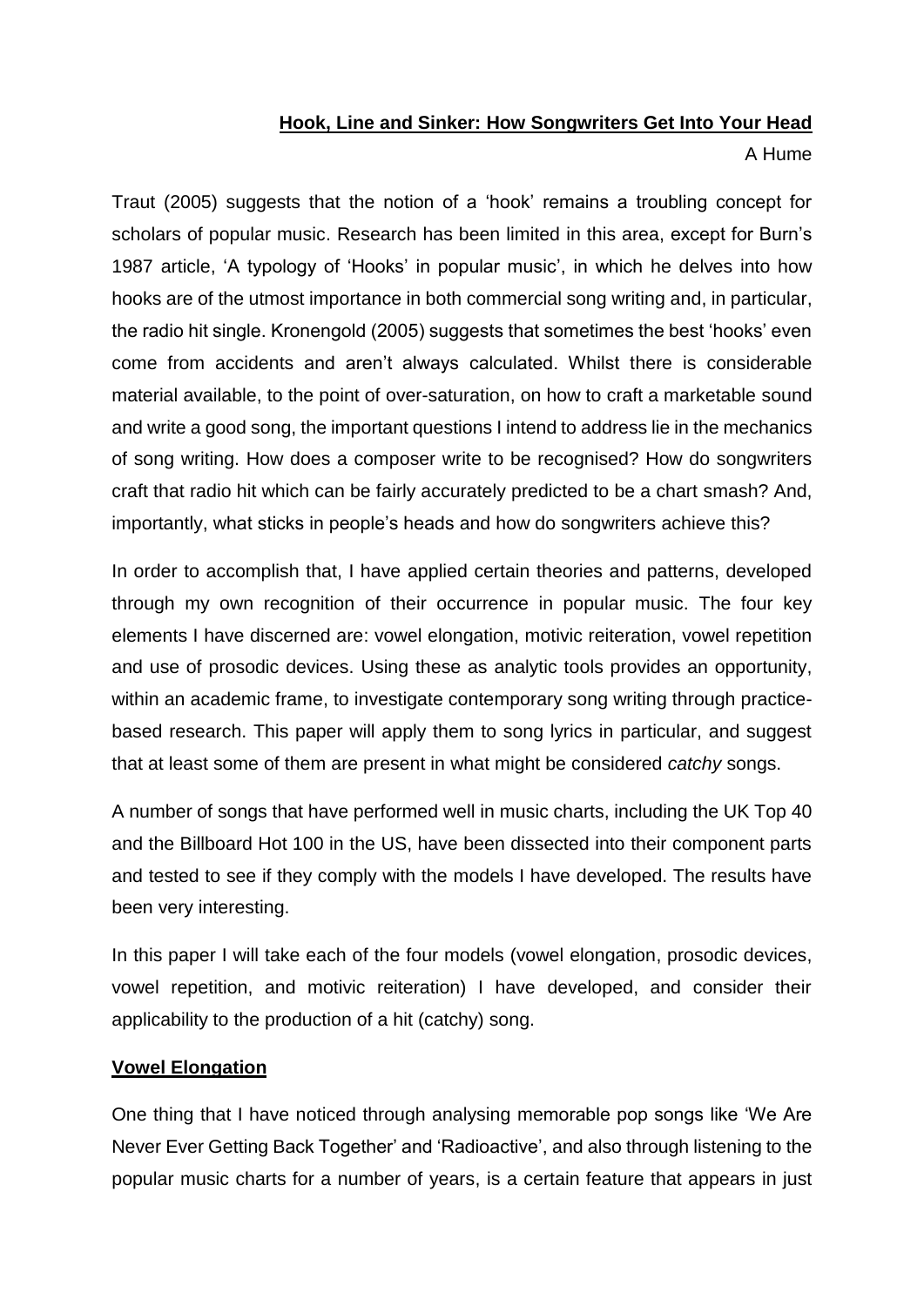# Hook, Line and Sinker: How Songwriters Get Into Your Head

A Hume

Traut (2005) suggests that the notion of a 'hook' remains a troubling concept for scholars of popular music. Research has been limited in this area, except for Burn's 1987 article, 'A typology of 'Hooks' in popular music', in which he delves into how hooks are of the utmost importance in both commercial song writing and, in particular, the radio hit single. Kronengold (2005) suggests that sometimes the best 'hooks' even come from accidents and aren't always calculated. Whilst there is considerable material available, to the point of over-saturation, on how to craft a marketable sound and write a good song, the important questions I intend to address lie in the mechanics of song writing. How does a composer write to be recognised? How do songwriters craft that radio hit which can be fairly accurately predicted to be a chart smash? And, importantly, what sticks in people's heads and how do songwriters achieve this?

In order to accomplish that, I have applied certain theories and patterns, developed through my own recognition of their occurrence in popular music. The four key elements I have discerned are: vowel elongation, motivic reiteration, vowel repetition and use of prosodic devices. Using these as analytic tools provides an opportunity, within an academic frame, to investigate contemporary song writing through practice-based research. This paper will apply them to song lyrics in particular, and suggest that at least some of them are present in what might be considered *catchy* songs.

A number of songs that have performed well in music charts, including the UK Top 40 and the Billboard Hot 100 in the US, have been dissected into their component parts and tested to see if they comply with the models I have developed. The results have been very interesting.

In this paper I will take each of the four models (vowel elongation, prosodic devices, vowel repetition, and motivic reiteration) I have developed, and consider their applicability to the production of a hit (catchy) song.

## Vowel Elongation

One thing that I have noticed through analysing memorable pop songs like 'We Are Never Ever Getting Back Together' and 'Radioactive', and also through listening to the popular music charts for a number of years, is a certain feature that appears in just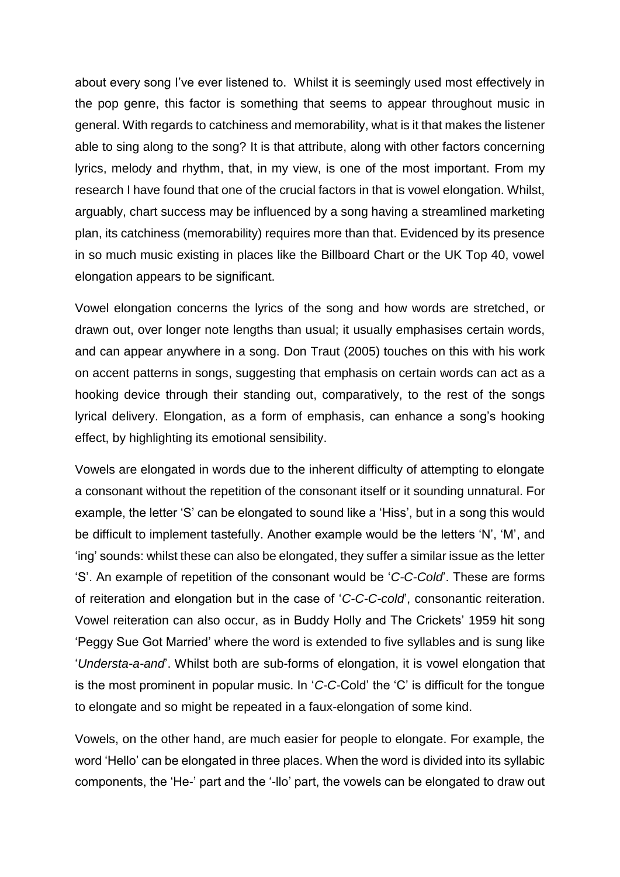about every song I've ever listened to. Whilst it is seemingly used most effectively in the pop genre, this factor is something that seems to appear throughout music in general. With regards to catchiness and memorability, what is it that makes the listener able to sing along to the song? It is that attribute, along with other factors concerning lyrics, melody and rhythm, that, in my view, is one of the most important. From my research I have found that one of the crucial factors in that is vowel elongation. Whilst, arguably, chart success may be influenced by a song having a streamlined marketing plan, its catchiness (memorability) requires more than that. Evidenced by its presence in so much music existing in places like the Billboard Chart or the UK Top 40, vowel elongation appears to be significant.

Vowel elongation concerns the lyrics of the song and how words are stretched, or drawn out, over longer note lengths than usual; it usually emphasises certain words, and can appear anywhere in a song. Don Traut (2005) touches on this with his work on accent patterns in songs, suggesting that emphasis on certain words can act as a hooking device through their standing out, comparatively, to the rest of the songs lyrical delivery. Elongation, as a form of emphasis, can enhance a song's hooking effect, by highlighting its emotional sensibility.

Vowels are elongated in words due to the inherent difficulty of attempting to elongate a consonant without the repetition of the consonant itself or it sounding unnatural. For example, the letter 'S' can be elongated to sound like a 'Hiss', but in a song this would be difficult to implement tastefully. Another example would be the letters 'N', 'M', and 'ing' sounds: whilst these can also be elongated, they suffer a similar issue as the letter 'S'. An example of repetition of the consonant would be '*C-C-Cold*'. These are forms of reiteration and elongation but in the case of '*C-C-C-cold*', consonantic reiteration. Vowel reiteration can also occur, as in Buddy Holly and The Crickets' 1959 hit song 'Peggy Sue Got Married' where the word is extended to five syllables and is sung like '*Understa-a-and*'. Whilst both are sub-forms of elongation, it is vowel elongation that is the most prominent in popular music. In '*C-C-*Cold' the 'C' is difficult for the tongue to elongate and so might be repeated in a faux-elongation of some kind.

Vowels, on the other hand, are much easier for people to elongate. For example, the word 'Hello' can be elongated in three places. When the word is divided into its syllabic components, the 'He-' part and the '-llo' part, the vowels can be elongated to draw out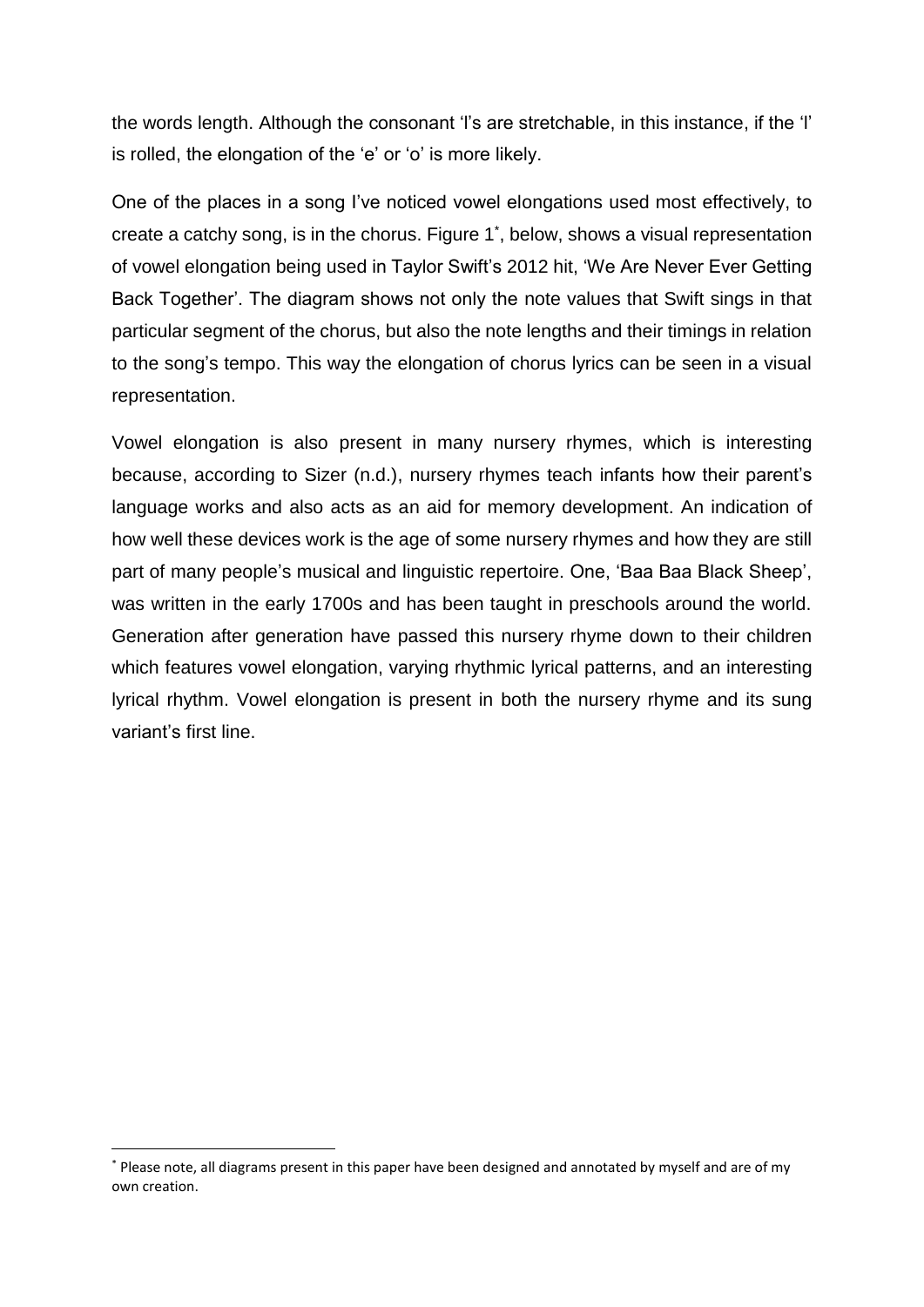the words length. Although the consonant 'l's are stretchable, in this instance, if the 'l' is rolled, the elongation of the 'e' or 'o' is more likely.

One of the places in a song I've noticed vowel elongations used most effectively, to create a catchy song, is in the chorus. Figure 1*, below, shows a visual representation of vowel elongation being used in Taylor Swift's 2012 hit, 'We Are Never Ever Getting Back Together'. The diagram shows not only the note values that Swift sings in that particular segment of the chorus, but also the note lengths and their timings in relation to the song's tempo. This way the elongation of chorus lyrics can be seen in a visual representation.

Vowel elongation is also present in many nursery rhymes, which is interesting because, according to Sizer (n.d.), nursery rhymes teach infants how their parent's language works and also acts as an aid for memory development. An indication of how well these devices work is the age of some nursery rhymes and how they are still part of many people's musical and linguistic repertoire. One, 'Baa Baa Black Sheep', was written in the early 1700s and has been taught in preschools around the world. Generation after generation have passed this nursery rhyme down to their children which features vowel elongation, varying rhythmic lyrical patterns, and an interesting lyrical rhythm. Vowel elongation is present in both the nursery rhyme and its sung variant's first line.

* Please note, all diagrams present in this paper have been designed and annotated by myself and are of my own creation.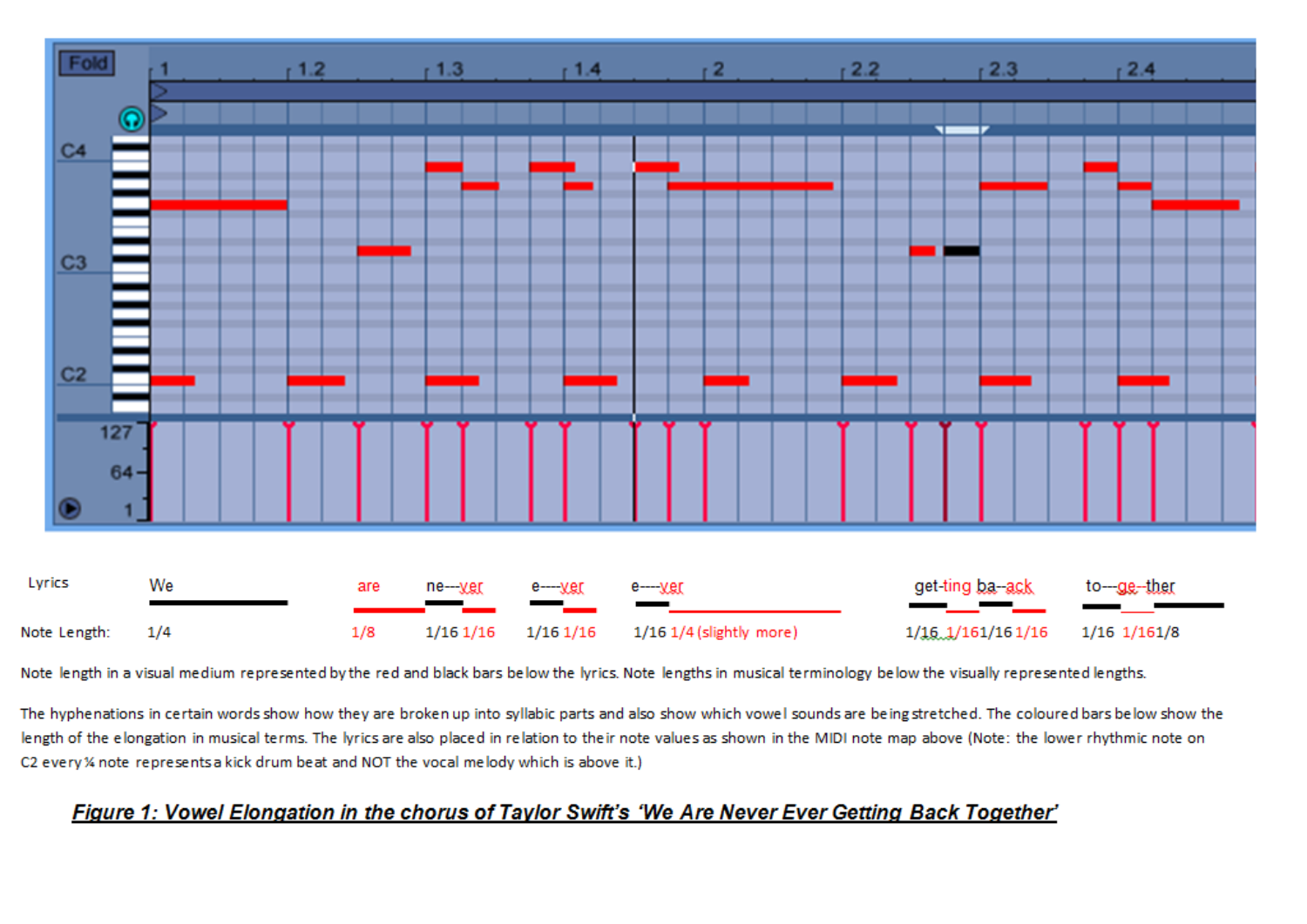| Lyrics | We | are | ne---ver | e----ver | e----ver | get-ting ba--ack | to---ge--ther |
|---|---|---|---|---|---|---|---|
| Note Length: | 1/4 | 1/8 | 1/16 1/16 | 1/16 1/16 | 1/16 1/4 (slightly more) | 1/16 1/16 1/16 1/16 | 1/16 1/16 1/8 |

Note length in a visual medium represented by the red and black bars below the lyrics. Note lengths in musical terminology below the visually represented lengths.

The hyphenations in certain words show how they are broken up into syllabic parts and also show which vowel sounds are being stretched. The coloured bars below show the length of the elongation in musical terms. The lyrics are also placed in relation to their note values as shown in the MIDI note map above (Note: the lower rhythmic note on C2 every ¼ note represents a kick drum beat and NOT the vocal melody which is above it.)

***<u>Figure 1: Vowel Elongation in the chorus of Taylor Swift's 'We Are Never Ever Getting Back Together'</u>***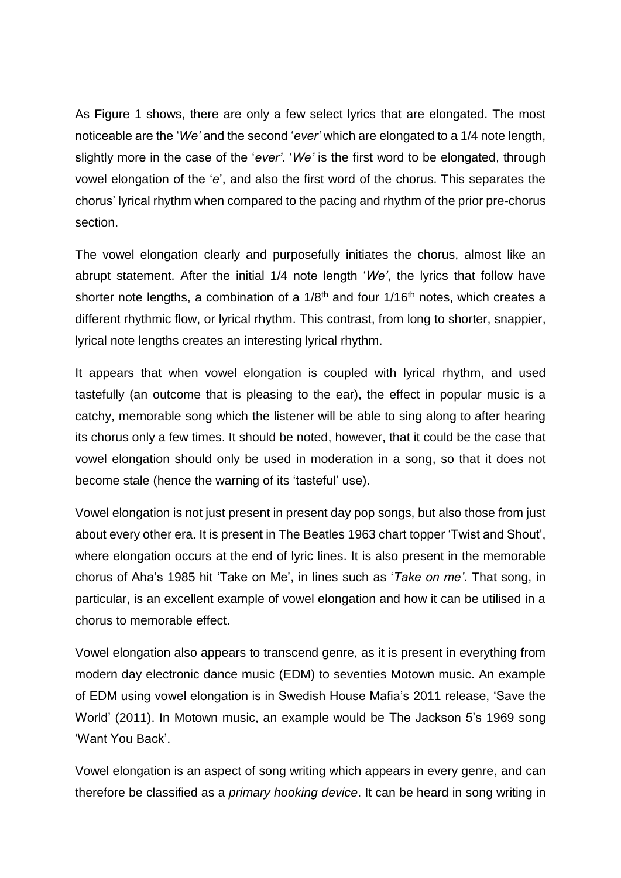As Figure 1 shows, there are only a few select lyrics that are elongated. The most noticeable are the '*We'* and the second '*ever'* which are elongated to a 1/4 note length, slightly more in the case of the '*ever'*. '*We'* is the first word to be elongated, through vowel elongation of the '*e*', and also the first word of the chorus. This separates the chorus' lyrical rhythm when compared to the pacing and rhythm of the prior pre-chorus section.

The vowel elongation clearly and purposefully initiates the chorus, almost like an abrupt statement. After the initial 1/4 note length '*We'*, the lyrics that follow have shorter note lengths, a combination of a 1/8$^{th}$ and four 1/16$^{th}$ notes, which creates a different rhythmic flow, or lyrical rhythm. This contrast, from long to shorter, snappier, lyrical note lengths creates an interesting lyrical rhythm.

It appears that when vowel elongation is coupled with lyrical rhythm, and used tastefully (an outcome that is pleasing to the ear), the effect in popular music is a catchy, memorable song which the listener will be able to sing along to after hearing its chorus only a few times. It should be noted, however, that it could be the case that vowel elongation should only be used in moderation in a song, so that it does not become stale (hence the warning of its 'tasteful' use).

Vowel elongation is not just present in present day pop songs, but also those from just about every other era. It is present in The Beatles 1963 chart topper 'Twist and Shout', where elongation occurs at the end of lyric lines. It is also present in the memorable chorus of Aha's 1985 hit 'Take on Me', in lines such as '*Take on me'*. That song, in particular, is an excellent example of vowel elongation and how it can be utilised in a chorus to memorable effect.

Vowel elongation also appears to transcend genre, as it is present in everything from modern day electronic dance music (EDM) to seventies Motown music. An example of EDM using vowel elongation is in Swedish House Mafia's 2011 release, 'Save the World' (2011). In Motown music, an example would be The Jackson 5's 1969 song 'Want You Back'.

Vowel elongation is an aspect of song writing which appears in every genre, and can therefore be classified as a *primary hooking device*. It can be heard in song writing in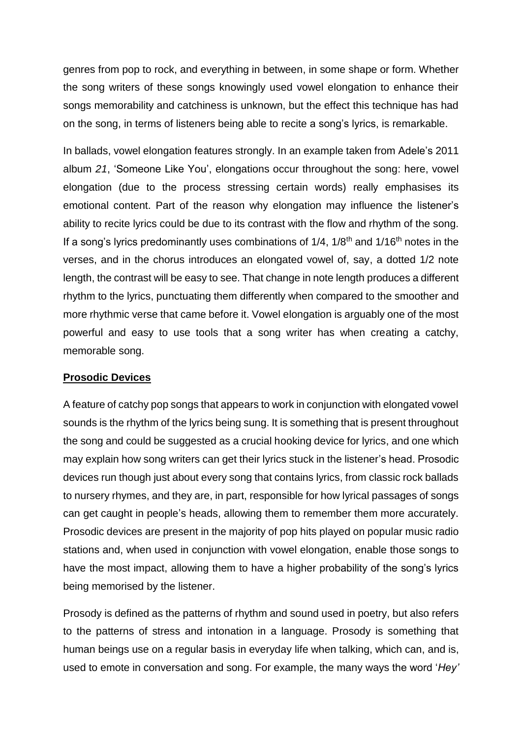genres from pop to rock, and everything in between, in some shape or form. Whether the song writers of these songs knowingly used vowel elongation to enhance their songs memorability and catchiness is unknown, but the effect this technique has had on the song, in terms of listeners being able to recite a song's lyrics, is remarkable.

In ballads, vowel elongation features strongly. In an example taken from Adele's 2011 album *21*, 'Someone Like You', elongations occur throughout the song: here, vowel elongation (due to the process stressing certain words) really emphasises its emotional content. Part of the reason why elongation may influence the listener's ability to recite lyrics could be due to its contrast with the flow and rhythm of the song. If a song's lyrics predominantly uses combinations of 1/4, 1/8th and 1/16th notes in the verses, and in the chorus introduces an elongated vowel of, say, a dotted 1/2 note length, the contrast will be easy to see. That change in note length produces a different rhythm to the lyrics, punctuating them differently when compared to the smoother and more rhythmic verse that came before it. Vowel elongation is arguably one of the most powerful and easy to use tools that a song writer has when creating a catchy, memorable song.

## Prosodic Devices

A feature of catchy pop songs that appears to work in conjunction with elongated vowel sounds is the rhythm of the lyrics being sung. It is something that is present throughout the song and could be suggested as a crucial hooking device for lyrics, and one which may explain how song writers can get their lyrics stuck in the listener's head. Prosodic devices run though just about every song that contains lyrics, from classic rock ballads to nursery rhymes, and they are, in part, responsible for how lyrical passages of songs can get caught in people's heads, allowing them to remember them more accurately. Prosodic devices are present in the majority of pop hits played on popular music radio stations and, when used in conjunction with vowel elongation, enable those songs to have the most impact, allowing them to have a higher probability of the song's lyrics being memorised by the listener.

Prosody is defined as the patterns of rhythm and sound used in poetry, but also refers to the patterns of stress and intonation in a language. Prosody is something that human beings use on a regular basis in everyday life when talking, which can, and is, used to emote in conversation and song. For example, the many ways the word '*Hey'*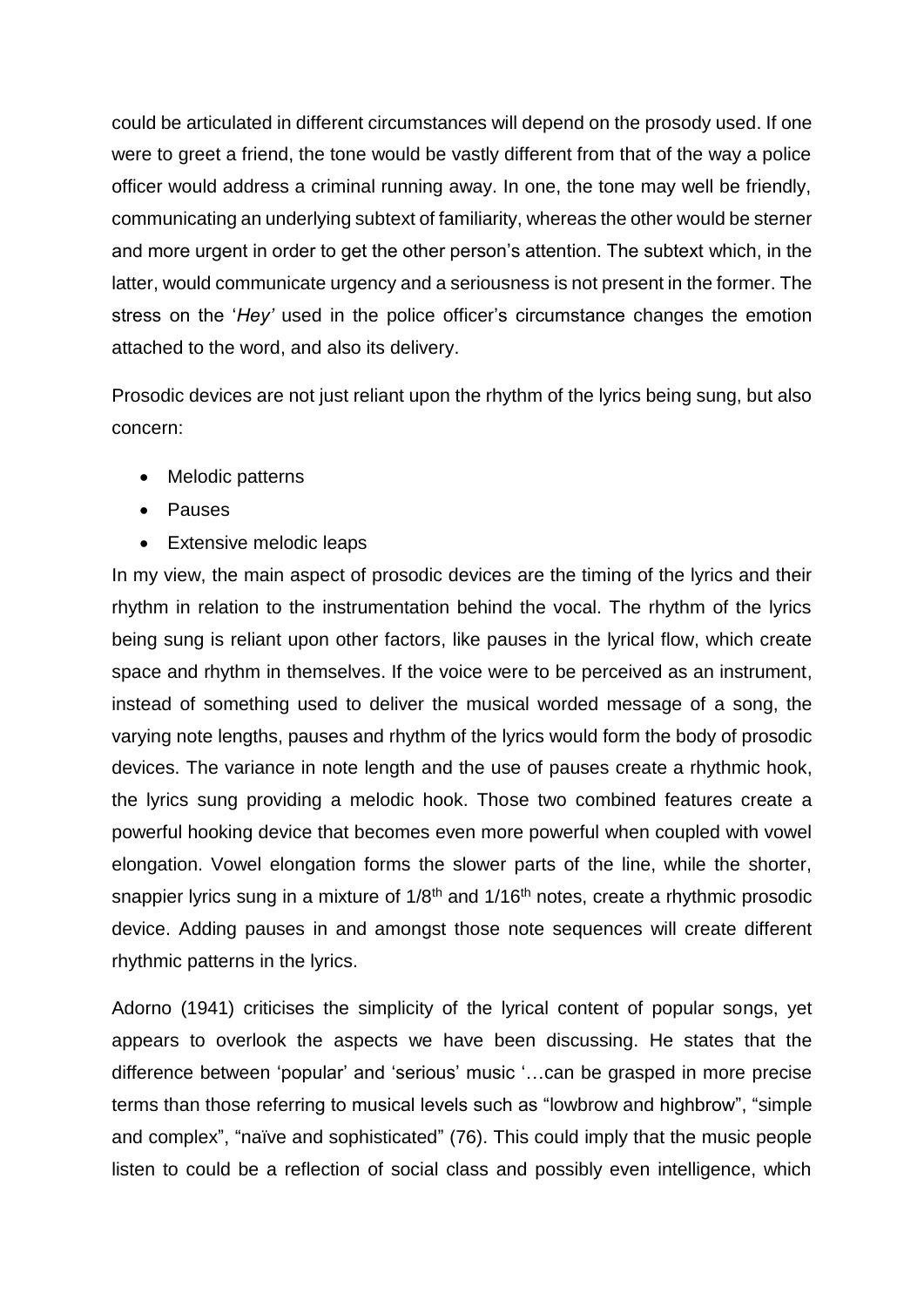could be articulated in different circumstances will depend on the prosody used. If one were to greet a friend, the tone would be vastly different from that of the way a police officer would address a criminal running away. In one, the tone may well be friendly, communicating an underlying subtext of familiarity, whereas the other would be sterner and more urgent in order to get the other person's attention. The subtext which, in the latter, would communicate urgency and a seriousness is not present in the former. The stress on the '*Hey'* used in the police officer's circumstance changes the emotion attached to the word, and also its delivery.

Prosodic devices are not just reliant upon the rhythm of the lyrics being sung, but also concern:

- Melodic patterns
- Pauses
- Extensive melodic leaps

In my view, the main aspect of prosodic devices are the timing of the lyrics and their rhythm in relation to the instrumentation behind the vocal. The rhythm of the lyrics being sung is reliant upon other factors, like pauses in the lyrical flow, which create space and rhythm in themselves. If the voice were to be perceived as an instrument, instead of something used to deliver the musical worded message of a song, the varying note lengths, pauses and rhythm of the lyrics would form the body of prosodic devices. The variance in note length and the use of pauses create a rhythmic hook, the lyrics sung providing a melodic hook. Those two combined features create a powerful hooking device that becomes even more powerful when coupled with vowel elongation. Vowel elongation forms the slower parts of the line, while the shorter, snappier lyrics sung in a mixture of 1/8th and 1/16th notes, create a rhythmic prosodic device. Adding pauses in and amongst those note sequences will create different rhythmic patterns in the lyrics.

Adorno (1941) criticises the simplicity of the lyrical content of popular songs, yet appears to overlook the aspects we have been discussing. He states that the difference between 'popular' and 'serious' music '…can be grasped in more precise terms than those referring to musical levels such as "lowbrow and highbrow", "simple and complex", "naïve and sophisticated" (76). This could imply that the music people listen to could be a reflection of social class and possibly even intelligence, which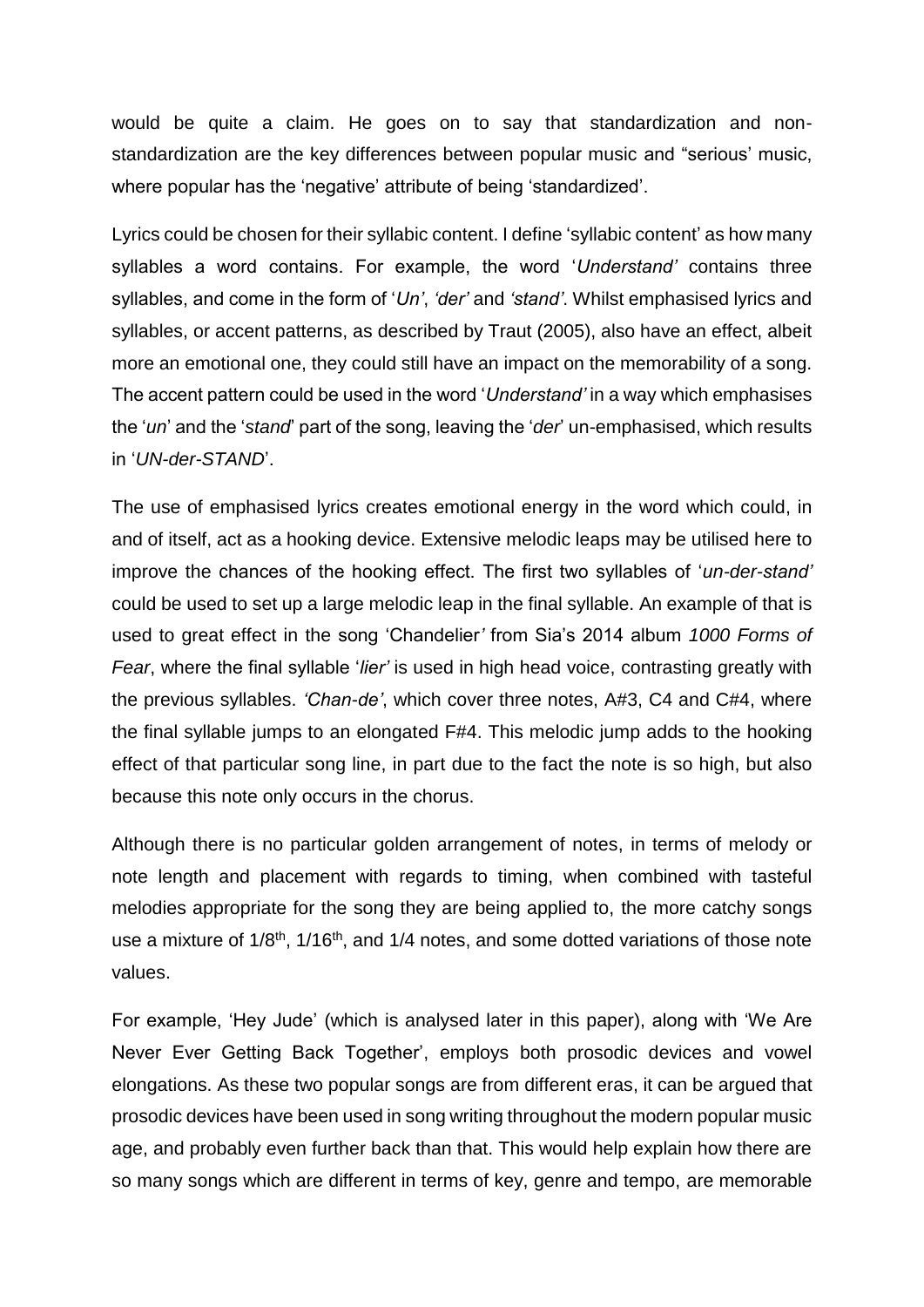would be quite a claim. He goes on to say that standardization and non-standardization are the key differences between popular music and "serious' music, where popular has the 'negative' attribute of being 'standardized'.

Lyrics could be chosen for their syllabic content. I define 'syllabic content' as how many syllables a word contains. For example, the word '*Understand'* contains three syllables, and come in the form of '*Un'*, *'der'* and *'stand'*. Whilst emphasised lyrics and syllables, or accent patterns, as described by Traut (2005), also have an effect, albeit more an emotional one, they could still have an impact on the memorability of a song. The accent pattern could be used in the word '*Understand'* in a way which emphasises the '*un*' and the '*stand*' part of the song, leaving the '*der*' un-emphasised, which results in '*UN-der-STAND*'.

The use of emphasised lyrics creates emotional energy in the word which could, in and of itself, act as a hooking device. Extensive melodic leaps may be utilised here to improve the chances of the hooking effect. The first two syllables of '*un-der-stand'* could be used to set up a large melodic leap in the final syllable. An example of that is used to great effect in the song 'Chandelier*'* from Sia's 2014 album *1000 Forms of Fear*, where the final syllable '*lier'* is used in high head voice, contrasting greatly with the previous syllables. *'Chan-de'*, which cover three notes, A#3, C4 and C#4, where the final syllable jumps to an elongated F#4. This melodic jump adds to the hooking effect of that particular song line, in part due to the fact the note is so high, but also because this note only occurs in the chorus.

Although there is no particular golden arrangement of notes, in terms of melody or note length and placement with regards to timing, when combined with tasteful melodies appropriate for the song they are being applied to, the more catchy songs use a mixture of 1/8th, 1/16th, and 1/4 notes, and some dotted variations of those note values.

For example, 'Hey Jude' (which is analysed later in this paper), along with 'We Are Never Ever Getting Back Together', employs both prosodic devices and vowel elongations. As these two popular songs are from different eras, it can be argued that prosodic devices have been used in song writing throughout the modern popular music age, and probably even further back than that. This would help explain how there are so many songs which are different in terms of key, genre and tempo, are memorable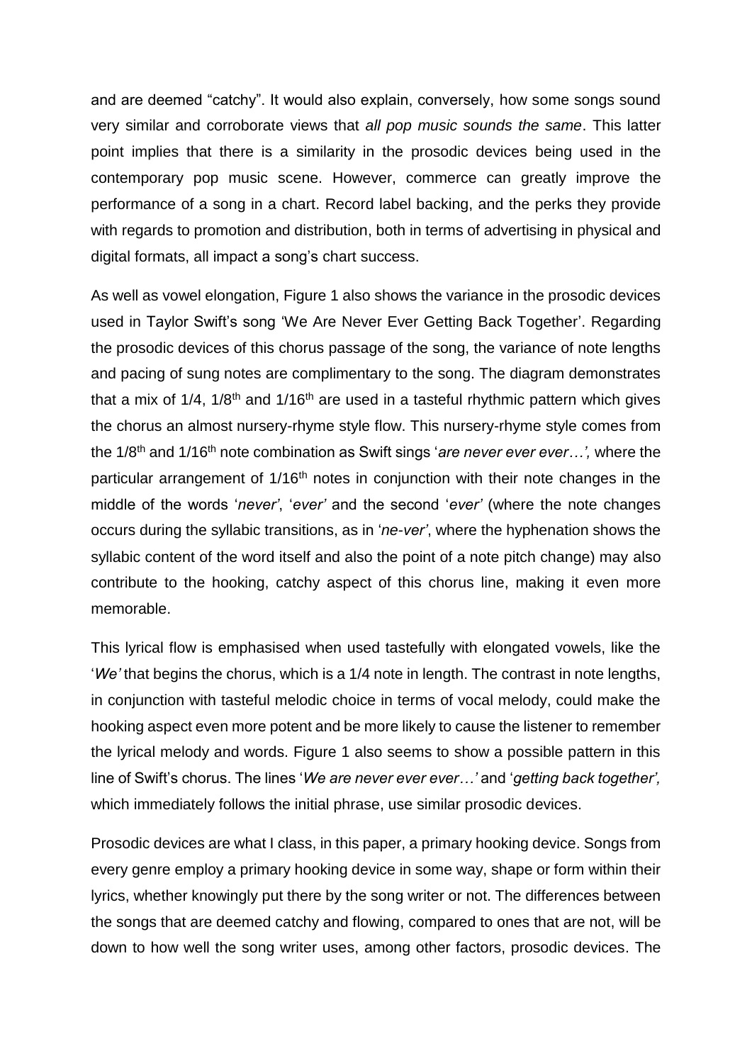and are deemed "catchy". It would also explain, conversely, how some songs sound very similar and corroborate views that *all pop music sounds the same*. This latter point implies that there is a similarity in the prosodic devices being used in the contemporary pop music scene. However, commerce can greatly improve the performance of a song in a chart. Record label backing, and the perks they provide with regards to promotion and distribution, both in terms of advertising in physical and digital formats, all impact a song's chart success.

As well as vowel elongation, Figure 1 also shows the variance in the prosodic devices used in Taylor Swift's song 'We Are Never Ever Getting Back Together'. Regarding the prosodic devices of this chorus passage of the song, the variance of note lengths and pacing of sung notes are complimentary to the song. The diagram demonstrates that a mix of 1/4, 1/8th and 1/16th are used in a tasteful rhythmic pattern which gives the chorus an almost nursery-rhyme style flow. This nursery-rhyme style comes from the 1/8th and 1/16th note combination as Swift sings '*are never ever ever…',* where the particular arrangement of 1/16th notes in conjunction with their note changes in the middle of the words '*never'*, '*ever'* and the second '*ever'* (where the note changes occurs during the syllabic transitions, as in '*ne-ver'*, where the hyphenation shows the syllabic content of the word itself and also the point of a note pitch change) may also contribute to the hooking, catchy aspect of this chorus line, making it even more memorable.

This lyrical flow is emphasised when used tastefully with elongated vowels, like the '*We'* that begins the chorus, which is a 1/4 note in length. The contrast in note lengths, in conjunction with tasteful melodic choice in terms of vocal melody, could make the hooking aspect even more potent and be more likely to cause the listener to remember the lyrical melody and words. Figure 1 also seems to show a possible pattern in this line of Swift's chorus. The lines '*We are never ever ever…'* and '*getting back together',* which immediately follows the initial phrase, use similar prosodic devices.

Prosodic devices are what I class, in this paper, a primary hooking device. Songs from every genre employ a primary hooking device in some way, shape or form within their lyrics, whether knowingly put there by the song writer or not. The differences between the songs that are deemed catchy and flowing, compared to ones that are not, will be down to how well the song writer uses, among other factors, prosodic devices. The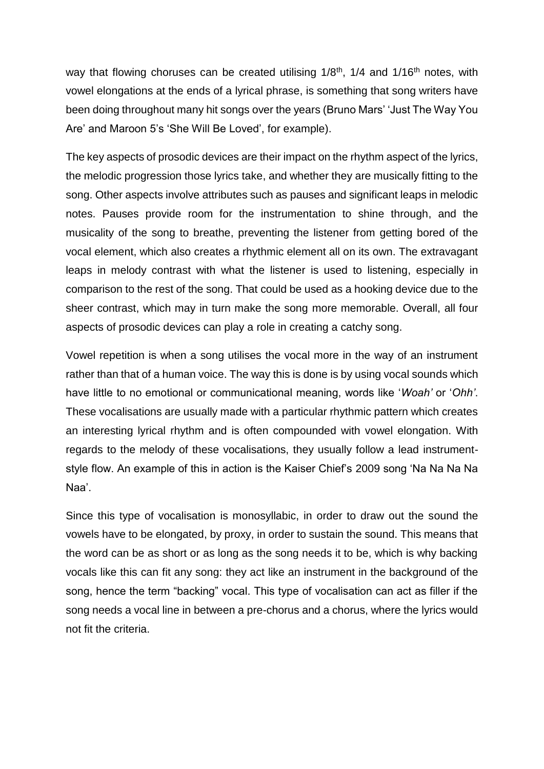way that flowing choruses can be created utilising 1/8th, 1/4 and 1/16th notes, with vowel elongations at the ends of a lyrical phrase, is something that song writers have been doing throughout many hit songs over the years (Bruno Mars' 'Just The Way You Are' and Maroon 5's 'She Will Be Loved', for example).

The key aspects of prosodic devices are their impact on the rhythm aspect of the lyrics, the melodic progression those lyrics take, and whether they are musically fitting to the song. Other aspects involve attributes such as pauses and significant leaps in melodic notes. Pauses provide room for the instrumentation to shine through, and the musicality of the song to breathe, preventing the listener from getting bored of the vocal element, which also creates a rhythmic element all on its own. The extravagant leaps in melody contrast with what the listener is used to listening, especially in comparison to the rest of the song. That could be used as a hooking device due to the sheer contrast, which may in turn make the song more memorable. Overall, all four aspects of prosodic devices can play a role in creating a catchy song.

Vowel repetition is when a song utilises the vocal more in the way of an instrument rather than that of a human voice. The way this is done is by using vocal sounds which have little to no emotional or communicational meaning, words like '*Woah'* or '*Ohh'*. These vocalisations are usually made with a particular rhythmic pattern which creates an interesting lyrical rhythm and is often compounded with vowel elongation. With regards to the melody of these vocalisations, they usually follow a lead instrument-style flow. An example of this in action is the Kaiser Chief's 2009 song 'Na Na Na Na Naa'.

Since this type of vocalisation is monosyllabic, in order to draw out the sound the vowels have to be elongated, by proxy, in order to sustain the sound. This means that the word can be as short or as long as the song needs it to be, which is why backing vocals like this can fit any song: they act like an instrument in the background of the song, hence the term "backing" vocal. This type of vocalisation can act as filler if the song needs a vocal line in between a pre-chorus and a chorus, where the lyrics would not fit the criteria.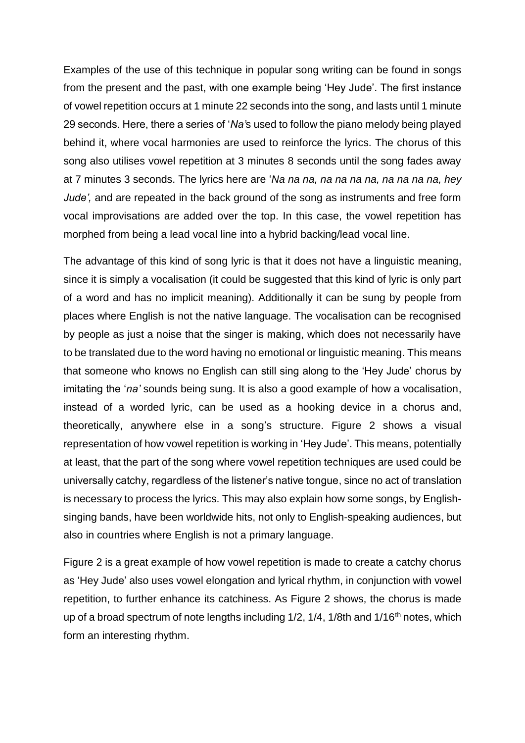Examples of the use of this technique in popular song writing can be found in songs from the present and the past, with one example being 'Hey Jude'. The first instance of vowel repetition occurs at 1 minute 22 seconds into the song, and lasts until 1 minute 29 seconds. Here, there a series of '*Na'*s used to follow the piano melody being played behind it, where vocal harmonies are used to reinforce the lyrics. The chorus of this song also utilises vowel repetition at 3 minutes 8 seconds until the song fades away at 7 minutes 3 seconds. The lyrics here are '*Na na na, na na na na, na na na na, hey Jude',* and are repeated in the back ground of the song as instruments and free form vocal improvisations are added over the top. In this case, the vowel repetition has morphed from being a lead vocal line into a hybrid backing/lead vocal line.

The advantage of this kind of song lyric is that it does not have a linguistic meaning, since it is simply a vocalisation (it could be suggested that this kind of lyric is only part of a word and has no implicit meaning). Additionally it can be sung by people from places where English is not the native language. The vocalisation can be recognised by people as just a noise that the singer is making, which does not necessarily have to be translated due to the word having no emotional or linguistic meaning. This means that someone who knows no English can still sing along to the 'Hey Jude' chorus by imitating the '*na'* sounds being sung. It is also a good example of how a vocalisation, instead of a worded lyric, can be used as a hooking device in a chorus and, theoretically, anywhere else in a song's structure. Figure 2 shows a visual representation of how vowel repetition is working in 'Hey Jude'. This means, potentially at least, that the part of the song where vowel repetition techniques are used could be universally catchy, regardless of the listener's native tongue, since no act of translation is necessary to process the lyrics. This may also explain how some songs, by English-singing bands, have been worldwide hits, not only to English-speaking audiences, but also in countries where English is not a primary language.

Figure 2 is a great example of how vowel repetition is made to create a catchy chorus as 'Hey Jude' also uses vowel elongation and lyrical rhythm, in conjunction with vowel repetition, to further enhance its catchiness. As Figure 2 shows, the chorus is made up of a broad spectrum of note lengths including 1/2, 1/4, 1/8th and 1/16$^{th}$ notes, which form an interesting rhythm.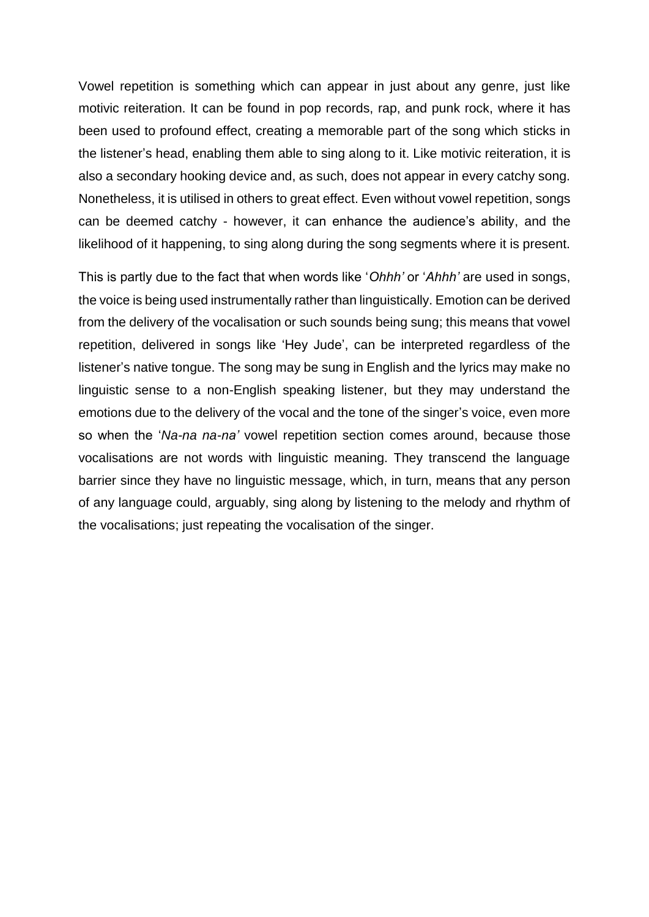Vowel repetition is something which can appear in just about any genre, just like motivic reiteration. It can be found in pop records, rap, and punk rock, where it has been used to profound effect, creating a memorable part of the song which sticks in the listener's head, enabling them able to sing along to it. Like motivic reiteration, it is also a secondary hooking device and, as such, does not appear in every catchy song. Nonetheless, it is utilised in others to great effect. Even without vowel repetition, songs can be deemed catchy - however, it can enhance the audience's ability, and the likelihood of it happening, to sing along during the song segments where it is present.

This is partly due to the fact that when words like '*Ohhh'* or '*Ahhh'* are used in songs, the voice is being used instrumentally rather than linguistically. Emotion can be derived from the delivery of the vocalisation or such sounds being sung; this means that vowel repetition, delivered in songs like 'Hey Jude', can be interpreted regardless of the listener's native tongue. The song may be sung in English and the lyrics may make no linguistic sense to a non-English speaking listener, but they may understand the emotions due to the delivery of the vocal and the tone of the singer's voice, even more so when the '*Na-na na-na'* vowel repetition section comes around, because those vocalisations are not words with linguistic meaning. They transcend the language barrier since they have no linguistic message, which, in turn, means that any person of any language could, arguably, sing along by listening to the melody and rhythm of the vocalisations; just repeating the vocalisation of the singer.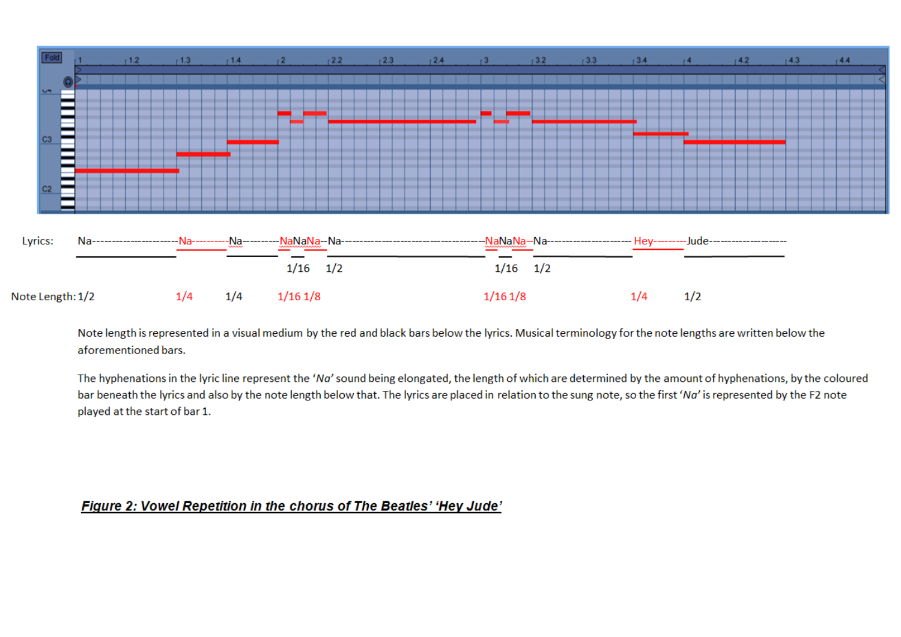Lyrics: Na--------------------Na---------Na---------NaNaNa--Na-------------------------------------NaNaNa--Na--------------------- Hey---------Jude--------------------

1/16 1/2 1/16 1/2

Note Length: 1/2 1/4 1/4 1/16 1/8 1/16 1/8 1/4 1/2

Note length is represented in a visual medium by the red and black bars below the lyrics. Musical terminology for the note lengths are written below the aforementioned bars.

The hyphenations in the lyric line represent the '*Na*' sound being elongated, the length of which are determined by the amount of hyphenations, by the coloured bar beneath the lyrics and also by the note length below that. The lyrics are placed in relation to the sung note, so the first '*Na*' is represented by the F2 note played at the start of bar 1.

***Figure 2: Vowel Repetition in the chorus of The Beatles' 'Hey Jude'***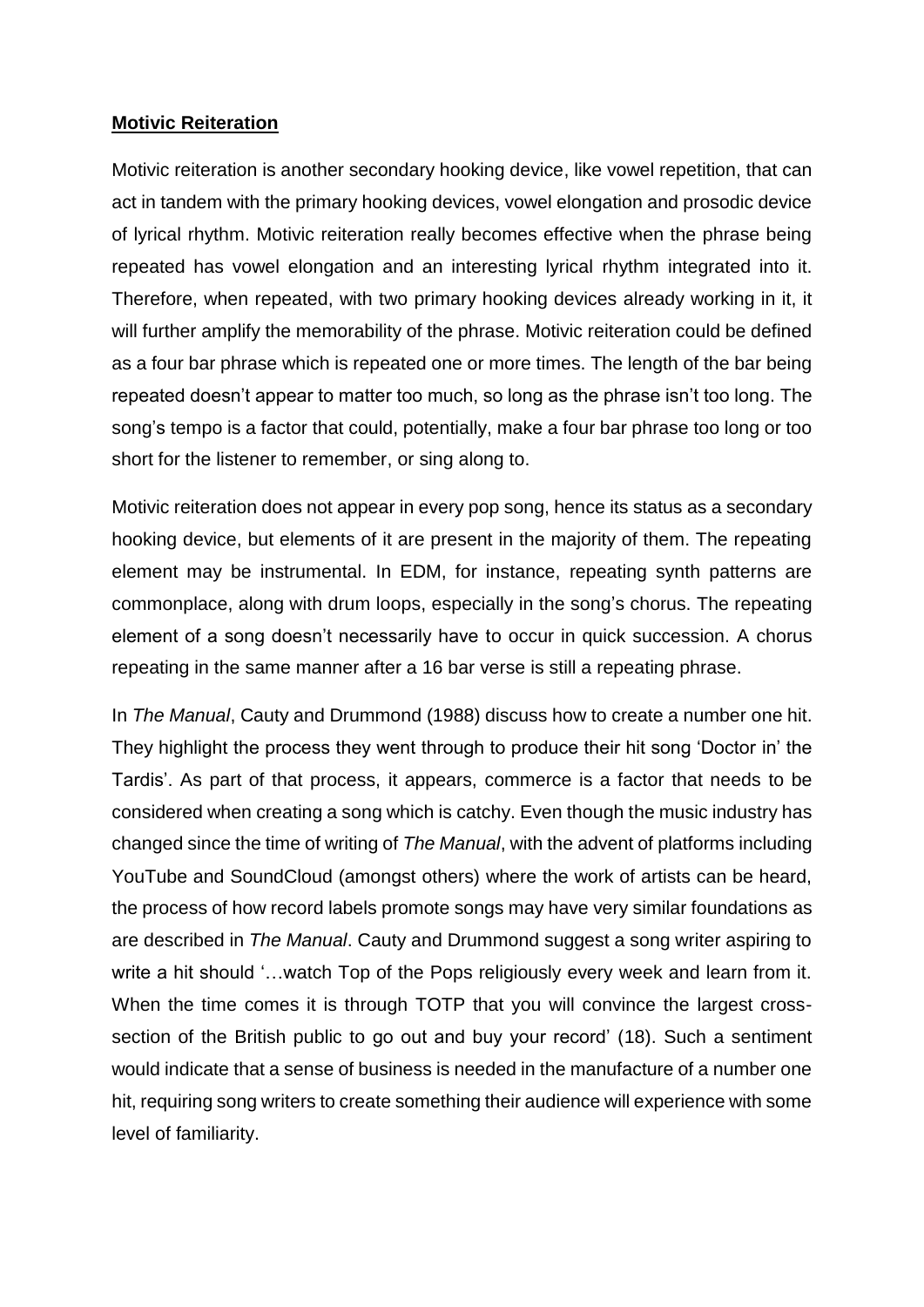**Motivic Reiteration**

Motivic reiteration is another secondary hooking device, like vowel repetition, that can act in tandem with the primary hooking devices, vowel elongation and prosodic device of lyrical rhythm. Motivic reiteration really becomes effective when the phrase being repeated has vowel elongation and an interesting lyrical rhythm integrated into it. Therefore, when repeated, with two primary hooking devices already working in it, it will further amplify the memorability of the phrase. Motivic reiteration could be defined as a four bar phrase which is repeated one or more times. The length of the bar being repeated doesn't appear to matter too much, so long as the phrase isn't too long. The song's tempo is a factor that could, potentially, make a four bar phrase too long or too short for the listener to remember, or sing along to.

Motivic reiteration does not appear in every pop song, hence its status as a secondary hooking device, but elements of it are present in the majority of them. The repeating element may be instrumental. In EDM, for instance, repeating synth patterns are commonplace, along with drum loops, especially in the song's chorus. The repeating element of a song doesn't necessarily have to occur in quick succession. A chorus repeating in the same manner after a 16 bar verse is still a repeating phrase.

In *The Manual*, Cauty and Drummond (1988) discuss how to create a number one hit. They highlight the process they went through to produce their hit song 'Doctor in' the Tardis'. As part of that process, it appears, commerce is a factor that needs to be considered when creating a song which is catchy. Even though the music industry has changed since the time of writing of *The Manual*, with the advent of platforms including YouTube and SoundCloud (amongst others) where the work of artists can be heard, the process of how record labels promote songs may have very similar foundations as are described in *The Manual*. Cauty and Drummond suggest a song writer aspiring to write a hit should '…watch Top of the Pops religiously every week and learn from it. When the time comes it is through TOTP that you will convince the largest cross-section of the British public to go out and buy your record' (18). Such a sentiment would indicate that a sense of business is needed in the manufacture of a number one hit, requiring song writers to create something their audience will experience with some level of familiarity.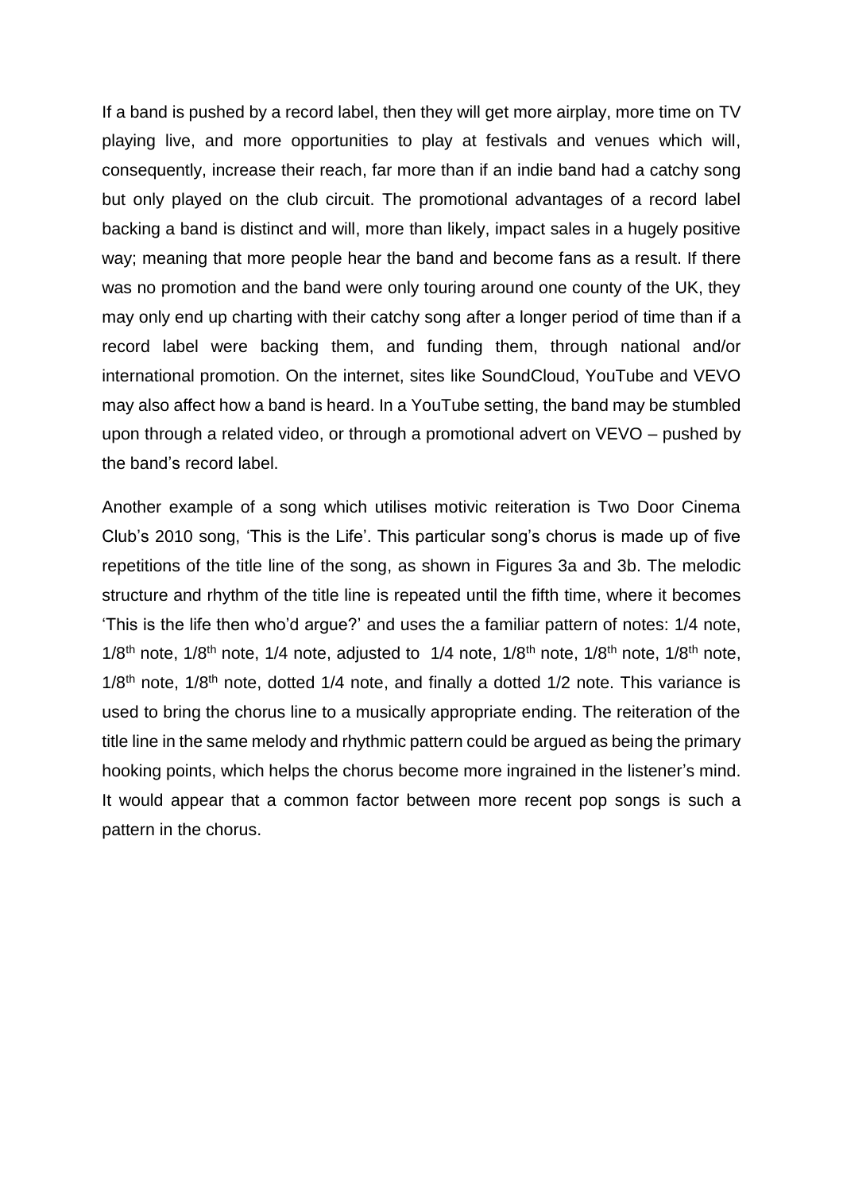If a band is pushed by a record label, then they will get more airplay, more time on TV playing live, and more opportunities to play at festivals and venues which will, consequently, increase their reach, far more than if an indie band had a catchy song but only played on the club circuit. The promotional advantages of a record label backing a band is distinct and will, more than likely, impact sales in a hugely positive way; meaning that more people hear the band and become fans as a result. If there was no promotion and the band were only touring around one county of the UK, they may only end up charting with their catchy song after a longer period of time than if a record label were backing them, and funding them, through national and/or international promotion. On the internet, sites like SoundCloud, YouTube and VEVO may also affect how a band is heard. In a YouTube setting, the band may be stumbled upon through a related video, or through a promotional advert on VEVO – pushed by the band's record label.

Another example of a song which utilises motivic reiteration is Two Door Cinema Club's 2010 song, 'This is the Life'. This particular song's chorus is made up of five repetitions of the title line of the song, as shown in Figures 3a and 3b. The melodic structure and rhythm of the title line is repeated until the fifth time, where it becomes 'This is the life then who'd argue?' and uses the a familiar pattern of notes: 1/4 note, $1/8^{th}$ note, $1/8^{th}$ note, 1/4 note, adjusted to 1/4 note, $1/8^{th}$ note, $1/8^{th}$ note, $1/8^{th}$ note, $1/8^{th}$ note, $1/8^{th}$ note, dotted 1/4 note, and finally a dotted 1/2 note. This variance is used to bring the chorus line to a musically appropriate ending. The reiteration of the title line in the same melody and rhythmic pattern could be argued as being the primary hooking points, which helps the chorus become more ingrained in the listener's mind. It would appear that a common factor between more recent pop songs is such a pattern in the chorus.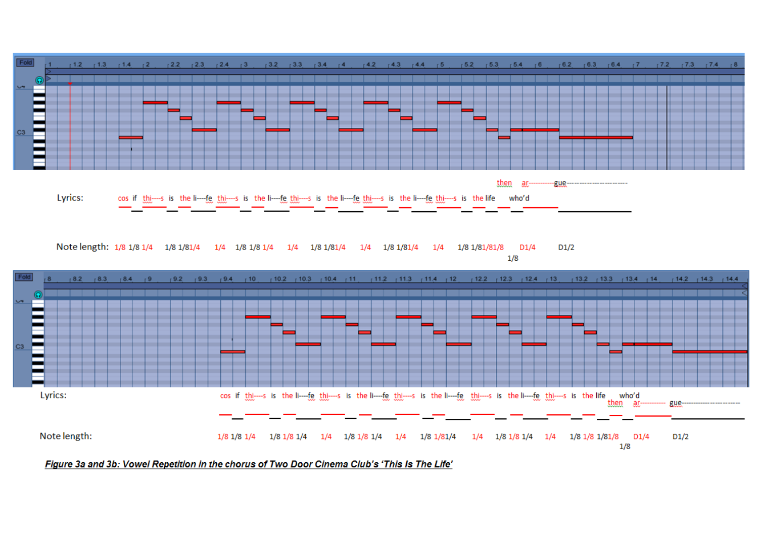Lyrics: cos if thi----s is the li----fe thi----s is the li----fe thi----s is the li----fe thi----s is the li----fe thi----s is the life then who'd ar----------gue--------------------------

Note length: 1/8 1/8 1/4 1/8 1/8 1/4 1/4 1/8 1/8 1/4 1/4 1/8 1/8 1/4 1/4 1/8 1/8 1/4 1/4 1/8 1/8 1/8 1/8 1/8 D1/4 D1/2

Lyrics: cos if thi----s is the li----fe thi----s is the li----fe thi----s is the li----fe thi----s is the li----fe thi----s is the life then who'd ar---------- gue--------------------------

Note length: 1/8 1/8 1/4 1/8 1/8 1/4 1/4 1/8 1/8 1/4 1/4 1/8 1/8 1/4 1/4 1/8 1/8 1/4 1/4 1/8 1/8 1/8 1/8 1/8 D1/4 D1/2

***Figure 3a and 3b: Vowel Repetition in the chorus of Two Door Cinema Club's 'This Is The Life'***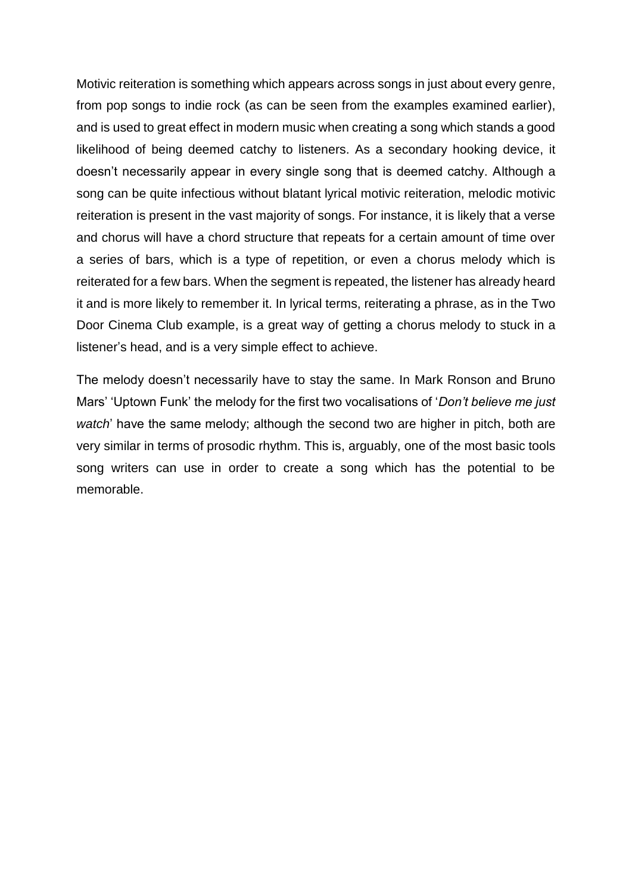Motivic reiteration is something which appears across songs in just about every genre, from pop songs to indie rock (as can be seen from the examples examined earlier), and is used to great effect in modern music when creating a song which stands a good likelihood of being deemed catchy to listeners. As a secondary hooking device, it doesn't necessarily appear in every single song that is deemed catchy. Although a song can be quite infectious without blatant lyrical motivic reiteration, melodic motivic reiteration is present in the vast majority of songs. For instance, it is likely that a verse and chorus will have a chord structure that repeats for a certain amount of time over a series of bars, which is a type of repetition, or even a chorus melody which is reiterated for a few bars. When the segment is repeated, the listener has already heard it and is more likely to remember it. In lyrical terms, reiterating a phrase, as in the Two Door Cinema Club example, is a great way of getting a chorus melody to stuck in a listener's head, and is a very simple effect to achieve.

The melody doesn't necessarily have to stay the same. In Mark Ronson and Bruno Mars' 'Uptown Funk' the melody for the first two vocalisations of '*Don't believe me just watch*' have the same melody; although the second two are higher in pitch, both are very similar in terms of prosodic rhythm. This is, arguably, one of the most basic tools song writers can use in order to create a song which has the potential to be memorable.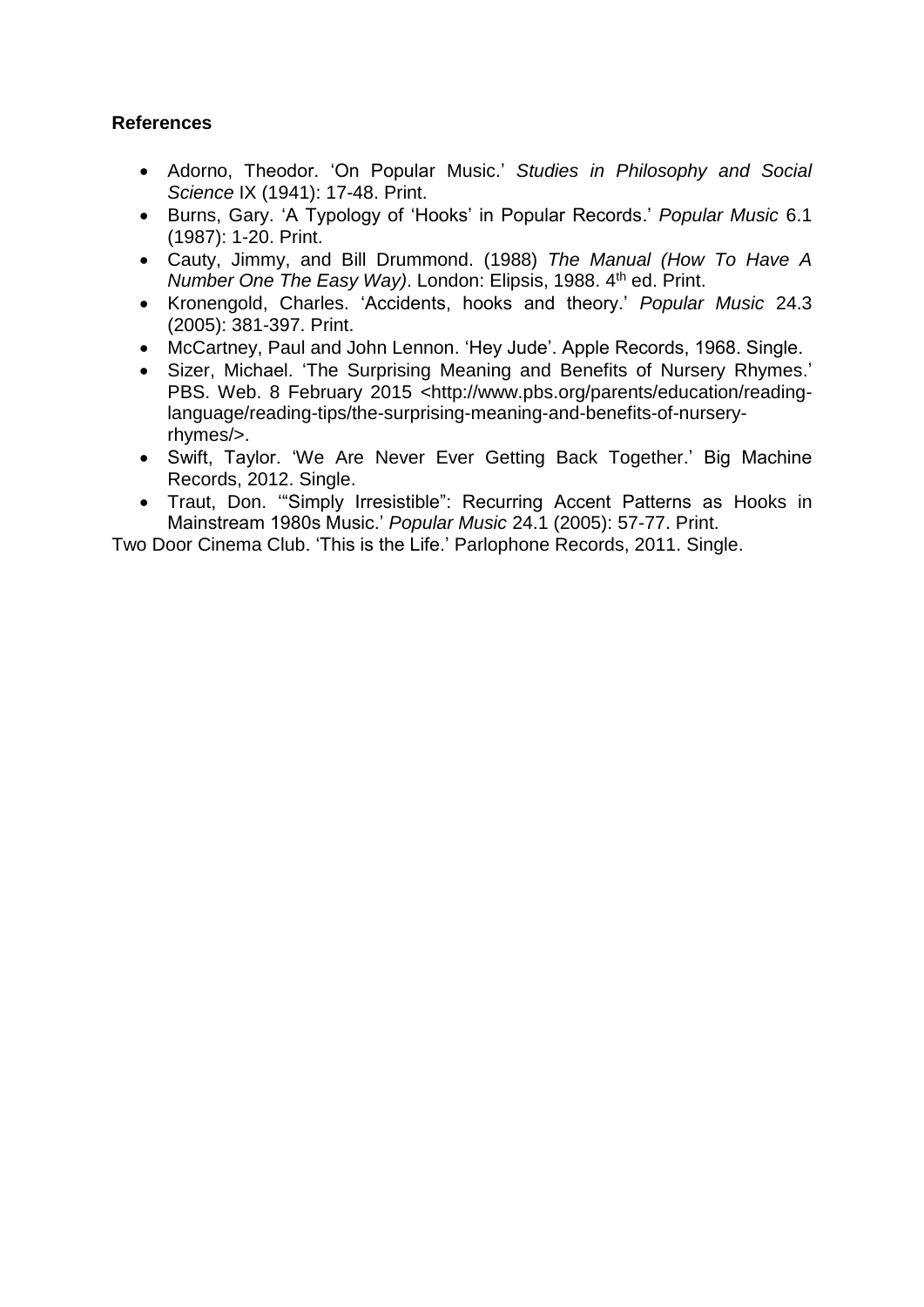**References**

- Adorno, Theodor. 'On Popular Music.' *Studies in Philosophy and Social Science* IX (1941): 17-48. Print.
- Burns, Gary. 'A Typology of 'Hooks' in Popular Records.' *Popular Music* 6.1 (1987): 1-20. Print.
- Cauty, Jimmy, and Bill Drummond. (1988) *The Manual (How To Have A Number One The Easy Way)*. London: Elipsis, 1988. 4th ed. Print.
- Kronengold, Charles. 'Accidents, hooks and theory.' *Popular Music* 24.3 (2005): 381-397. Print.
- McCartney, Paul and John Lennon. 'Hey Jude'. Apple Records, 1968. Single.
- Sizer, Michael. 'The Surprising Meaning and Benefits of Nursery Rhymes.' PBS. Web. 8 February 2015 <http://www.pbs.org/parents/education/reading-language/reading-tips/the-surprising-meaning-and-benefits-of-nursery-rhymes/>.
- Swift, Taylor. 'We Are Never Ever Getting Back Together.' Big Machine Records, 2012. Single.
- Traut, Don. '"Simply Irresistible": Recurring Accent Patterns as Hooks in Mainstream 1980s Music.' *Popular Music* 24.1 (2005): 57-77. Print.

Two Door Cinema Club. 'This is the Life.' Parlophone Records, 2011. Single.